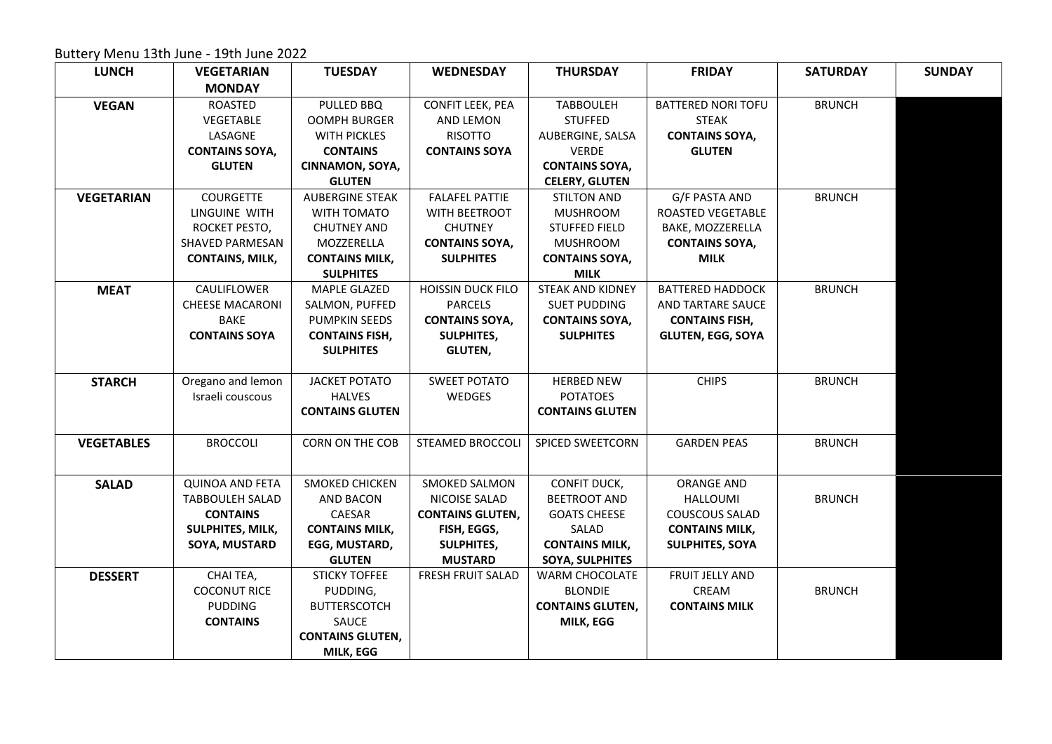Buttery Menu 13th June - 19th June 2022

| LUNCH | VEGETARIAN MONDAY | TUESDAY | WEDNESDAY | THURSDAY | FRIDAY | SATURDAY | SUNDAY |
|---|---|---|---|---|---|---|---|
| **VEGAN** | ROASTED VEGETABLE LASAGNE **CONTAINS SOYA, GLUTEN** | PULLED BBQ OOMPH BURGER WITH PICKLES **CONTAINS CINNAMON, SOYA, GLUTEN** | CONFIT LEEK, PEA AND LEMON RISOTTO **CONTAINS SOYA** | TABBOULEH STUFFED AUBERGINE, SALSA VERDE **CONTAINS SOYA, CELERY, GLUTEN** | BATTERED NORI TOFU STEAK **CONTAINS SOYA, GLUTEN** | BRUNCH | |
| **VEGETARIAN** | COURGETTE LINGUINE WITH ROCKET PESTO, SHAVED PARMESAN **CONTAINS, MILK,** | AUBERGINE STEAK WITH TOMATO CHUTNEY AND MOZZERELLA **CONTAINS MILK, SULPHITES** | FALAFEL PATTIE WITH BEETROOT CHUTNEY **CONTAINS SOYA, SULPHITES** | STILTON AND MUSHROOM STUFFED FIELD MUSHROOM **CONTAINS SOYA, MILK** | G/F PASTA AND ROASTED VEGETABLE BAKE, MOZZERELLA **CONTAINS SOYA, MILK** | BRUNCH | |
| **MEAT** | CAULIFLOWER CHEESE MACARONI BAKE **CONTAINS SOYA** | MAPLE GLAZED SALMON, PUFFED PUMPKIN SEEDS **CONTAINS FISH, SULPHITES** | HOISSIN DUCK FILO PARCELS **CONTAINS SOYA, SULPHITES, GLUTEN,** | STEAK AND KIDNEY SUET PUDDING **CONTAINS SOYA, SULPHITES** | BATTERED HADDOCK AND TARTARE SAUCE **CONTAINS FISH, GLUTEN, EGG, SOYA** | BRUNCH | |
| **STARCH** | Oregano and lemon Israeli couscous | JACKET POTATO HALVES **CONTAINS GLUTEN** | SWEET POTATO WEDGES | HERBED NEW POTATOES **CONTAINS GLUTEN** | CHIPS | BRUNCH | |
| **VEGETABLES** | BROCCOLI | CORN ON THE COB | STEAMED BROCCOLI | SPICED SWEETCORN | GARDEN PEAS | BRUNCH | |
| **SALAD** | QUINOA AND FETA TABBOULEH SALAD **CONTAINS SULPHITES, MILK, SOYA, MUSTARD** | SMOKED CHICKEN AND BACON CAESAR **CONTAINS MILK, EGG, MUSTARD, GLUTEN** | SMOKED SALMON NICOISE SALAD **CONTAINS GLUTEN, FISH, EGGS, SULPHITES, MUSTARD** | CONFIT DUCK, BEETROOT AND GOATS CHEESE SALAD **CONTAINS MILK, SOYA, SULPHITES** | ORANGE AND HALLOUMI COUSCOUS SALAD **CONTAINS MILK, SULPHITES, SOYA** | BRUNCH | |
| **DESSERT** | CHAI TEA, COCONUT RICE PUDDING **CONTAINS** | STICKY TOFFEE PUDDING, BUTTERSCOTCH SAUCE **CONTAINS GLUTEN, MILK, EGG** | FRESH FRUIT SALAD | WARM CHOCOLATE BLONDIE **CONTAINS GLUTEN, MILK, EGG** | FRUIT JELLY AND CREAM **CONTAINS MILK** | BRUNCH | |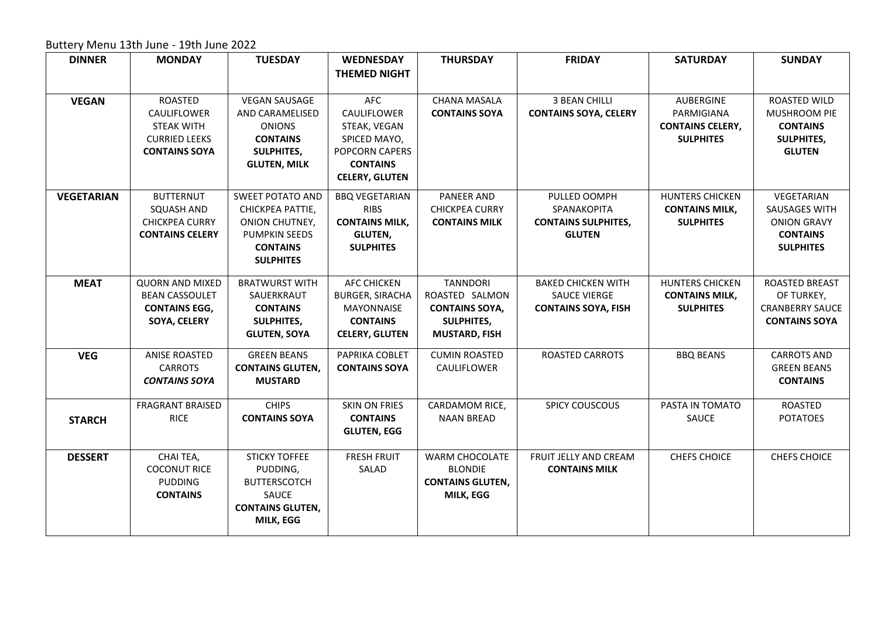Buttery Menu 13th June - 19th June 2022

| DINNER | MONDAY | TUESDAY | WEDNESDAY THEMED NIGHT | THURSDAY | FRIDAY | SATURDAY | SUNDAY |
|---|---|---|---|---|---|---|---|
| **VEGAN** | ROASTED CAULIFLOWER STEAK WITH CURRIED LEEKS **CONTAINS SOYA** | VEGAN SAUSAGE AND CARAMELISED ONIONS **CONTAINS SULPHITES, GLUTEN, MILK** | AFC CAULIFLOWER STEAK, VEGAN SPICED MAYO, POPCORN CAPERS **CONTAINS CELERY, GLUTEN** | CHANA MASALA **CONTAINS SOYA** | 3 BEAN CHILLI **CONTAINS SOYA, CELERY** | AUBERGINE PARMIGIANA **CONTAINS CELERY, SULPHITES** | ROASTED WILD MUSHROOM PIE **CONTAINS SULPHITES, GLUTEN** |
| **VEGETARIAN** | BUTTERNUT SQUASH AND CHICKPEA CURRY **CONTAINS CELERY** | SWEET POTATO AND CHICKPEA PATTIE, ONION CHUTNEY, PUMPKIN SEEDS **CONTAINS SULPHITES** | BBQ VEGETARIAN RIBS **CONTAINS MILK, GLUTEN, SULPHITES** | PANEER AND CHICKPEA CURRY **CONTAINS MILK** | PULLED OOMPH SPANAKOPITA **CONTAINS SULPHITES, GLUTEN** | HUNTERS CHICKEN **CONTAINS MILK, SULPHITES** | VEGETARIAN SAUSAGES WITH ONION GRAVY **CONTAINS SULPHITES** |
| **MEAT** | QUORN AND MIXED BEAN CASSOULET **CONTAINS EGG, SOYA, CELERY** | BRATWURST WITH SAUERKRAUT **CONTAINS SULPHITES, GLUTEN, SOYA** | AFC CHICKEN BURGER, SIRACHA MAYONNAISE **CONTAINS CELERY, GLUTEN** | TANNDORI ROASTED SALMON **CONTAINS SOYA, SULPHITES, MUSTARD, FISH** | BAKED CHICKEN WITH SAUCE VIERGE **CONTAINS SOYA, FISH** | HUNTERS CHICKEN **CONTAINS MILK, SULPHITES** | ROASTED BREAST OF TURKEY, CRANBERRY SAUCE **CONTAINS SOYA** |
| **VEG** | ANISE ROASTED CARROTS ***CONTAINS SOYA*** | GREEN BEANS **CONTAINS GLUTEN, MUSTARD** | PAPRIKA COBLET **CONTAINS SOYA** | CUMIN ROASTED CAULIFLOWER | ROASTED CARROTS | BBQ BEANS | CARROTS AND GREEN BEANS **CONTAINS** |
| **STARCH** | FRAGRANT BRAISED RICE | CHIPS **CONTAINS SOYA** | SKIN ON FRIES **CONTAINS GLUTEN, EGG** | CARDAMOM RICE, NAAN BREAD | SPICY COUSCOUS | PASTA IN TOMATO SAUCE | ROASTED POTATOES |
| **DESSERT** | CHAI TEA, COCONUT RICE PUDDING **CONTAINS** | STICKY TOFFEE PUDDING, BUTTERSCOTCH SAUCE **CONTAINS GLUTEN, MILK, EGG** | FRESH FRUIT SALAD | WARM CHOCOLATE BLONDIE **CONTAINS GLUTEN, MILK, EGG** | FRUIT JELLY AND CREAM **CONTAINS MILK** | CHEFS CHOICE | CHEFS CHOICE |